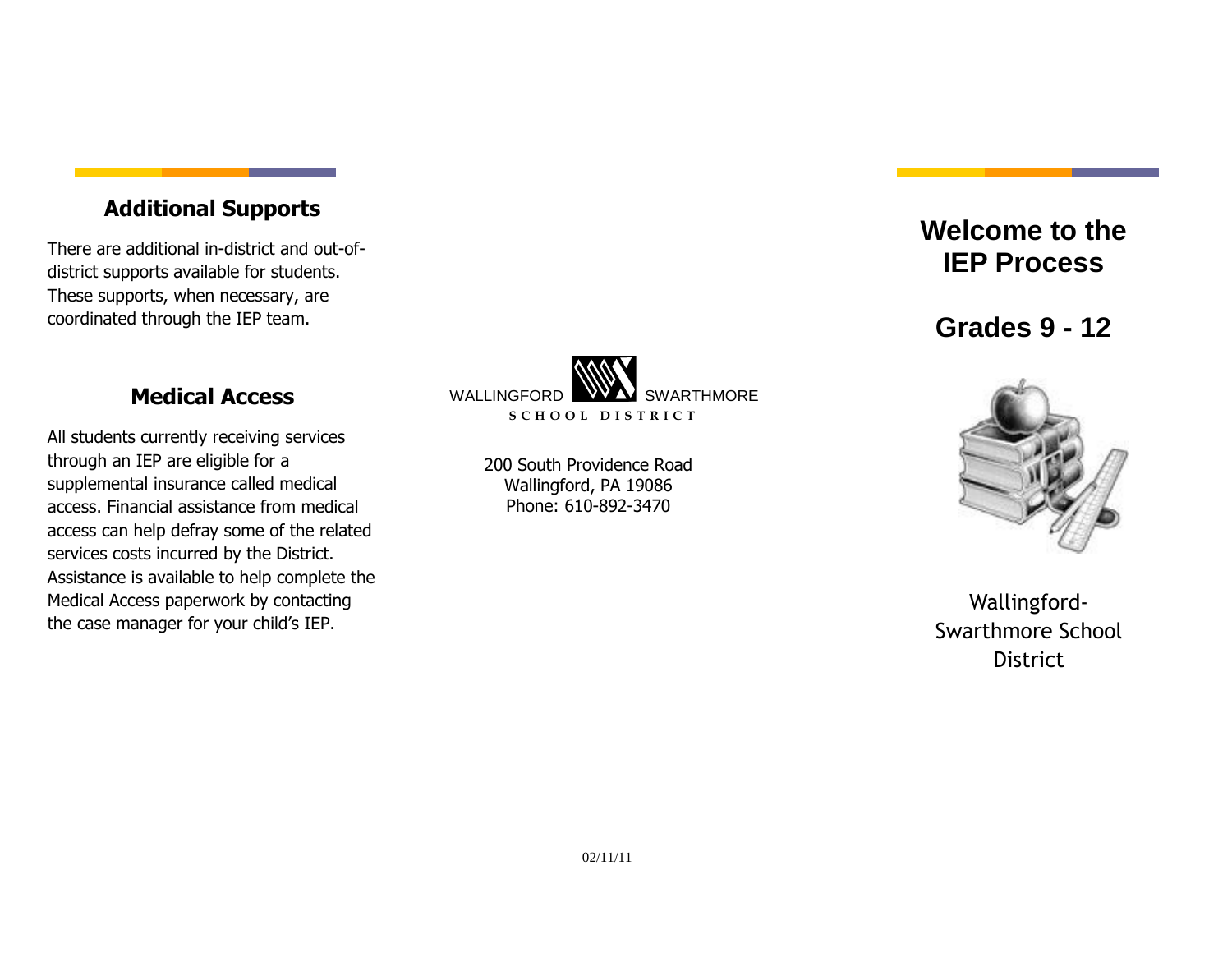## Additional Supports

There are additional in-district and out-of-district supports available for students. These supports, when necessary, are coordinated through the IEP team.

## Medical Access

All students currently receiving services through an IEP are eligible for a supplemental insurance called medical access. Financial assistance from medical access can help defray some of the related services costs incurred by the District. Assistance is available to help complete the Medical Access paperwork by contacting the case manager for your child's IEP.

WALLINGFORD SWARTHMORE
**SCHOOL DISTRICT**

200 South Providence Road
Wallingford, PA 19086
Phone: 610-892-3470

02/11/11

# Welcome to the IEP Process

# Grades 9 - 12

Wallingford-Swarthmore School District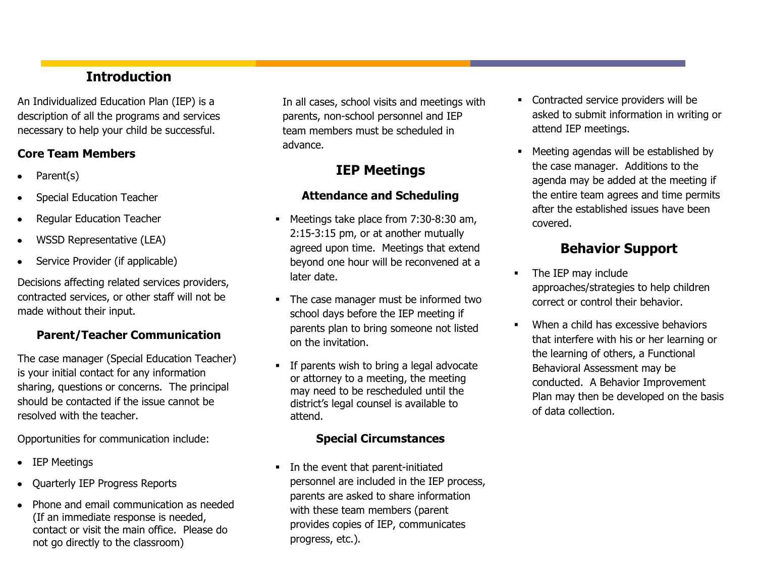## Introduction

An Individualized Education Plan (IEP) is a description of all the programs and services necessary to help your child be successful.

### Core Team Members

- Parent(s)
- Special Education Teacher
- Regular Education Teacher
- WSSD Representative (LEA)
- Service Provider (if applicable)

Decisions affecting related services providers, contracted services, or other staff will not be made without their input.

### Parent/Teacher Communication

The case manager (Special Education Teacher) is your initial contact for any information sharing, questions or concerns. The principal should be contacted if the issue cannot be resolved with the teacher.

Opportunities for communication include:

- IEP Meetings
- Quarterly IEP Progress Reports
- Phone and email communication as needed (If an immediate response is needed, contact or visit the main office. Please do not go directly to the classroom)

In all cases, school visits and meetings with parents, non-school personnel and IEP team members must be scheduled in advance.

## IEP Meetings

### Attendance and Scheduling

- Meetings take place from 7:30-8:30 am, 2:15-3:15 pm, or at another mutually agreed upon time. Meetings that extend beyond one hour will be reconvened at a later date.
- The case manager must be informed two school days before the IEP meeting if parents plan to bring someone not listed on the invitation.
- If parents wish to bring a legal advocate or attorney to a meeting, the meeting may need to be rescheduled until the district's legal counsel is available to attend.

### Special Circumstances

- In the event that parent-initiated personnel are included in the IEP process, parents are asked to share information with these team members (parent provides copies of IEP, communicates progress, etc.).
- Contracted service providers will be asked to submit information in writing or attend IEP meetings.
- Meeting agendas will be established by the case manager. Additions to the agenda may be added at the meeting if the entire team agrees and time permits after the established issues have been covered.

## Behavior Support

- The IEP may include approaches/strategies to help children correct or control their behavior.
- When a child has excessive behaviors that interfere with his or her learning or the learning of others, a Functional Behavioral Assessment may be conducted. A Behavior Improvement Plan may then be developed on the basis of data collection.